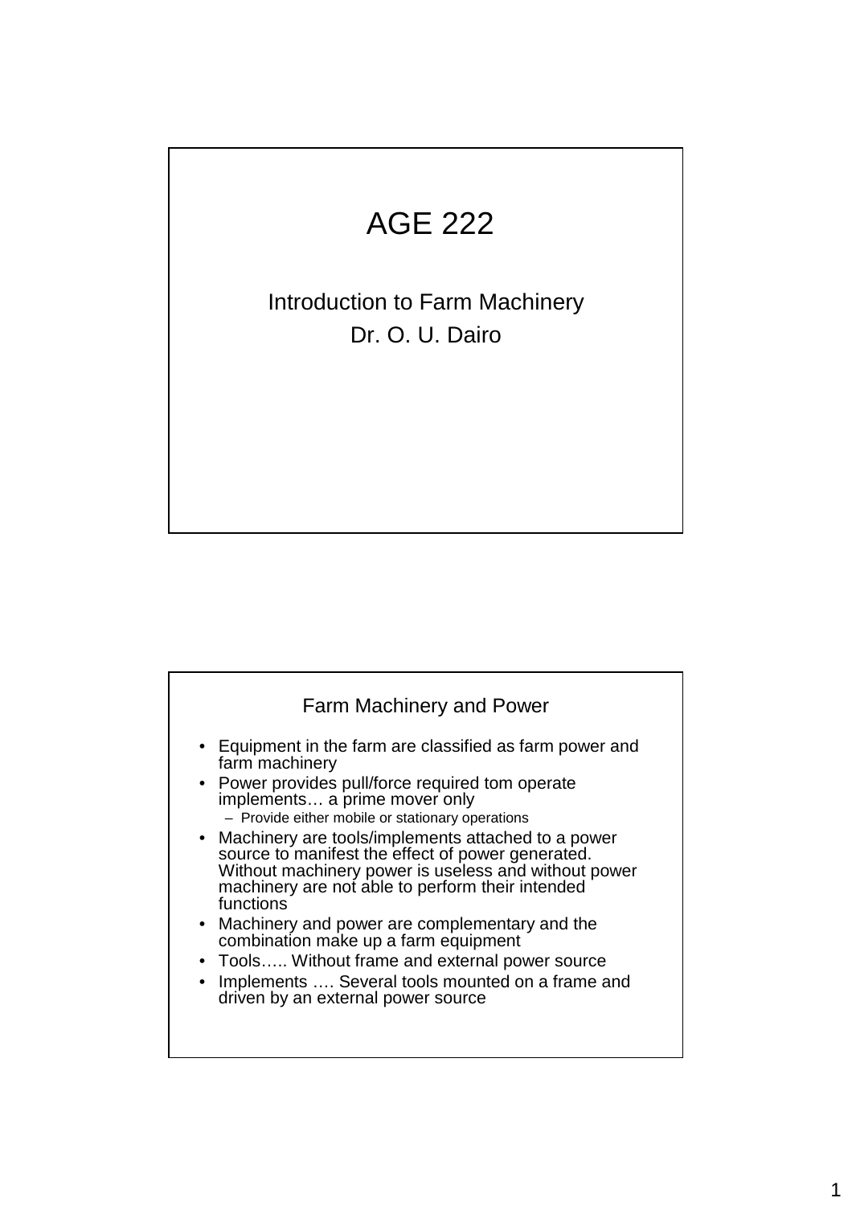# AGE 222

Introduction to Farm Machinery

Dr. O. U. Dairo

## Farm Machinery and Power

- Equipment in the farm are classified as farm power and farm machinery
- Power provides pull/force required tom operate implements… a prime mover only
  - Provide either mobile or stationary operations
- Machinery are tools/implements attached to a power source to manifest the effect of power generated. Without machinery power is useless and without power machinery are not able to perform their intended functions
- Machinery and power are complementary and the combination make up a farm equipment
- Tools….. Without frame and external power source
- Implements …. Several tools mounted on a frame and driven by an external power source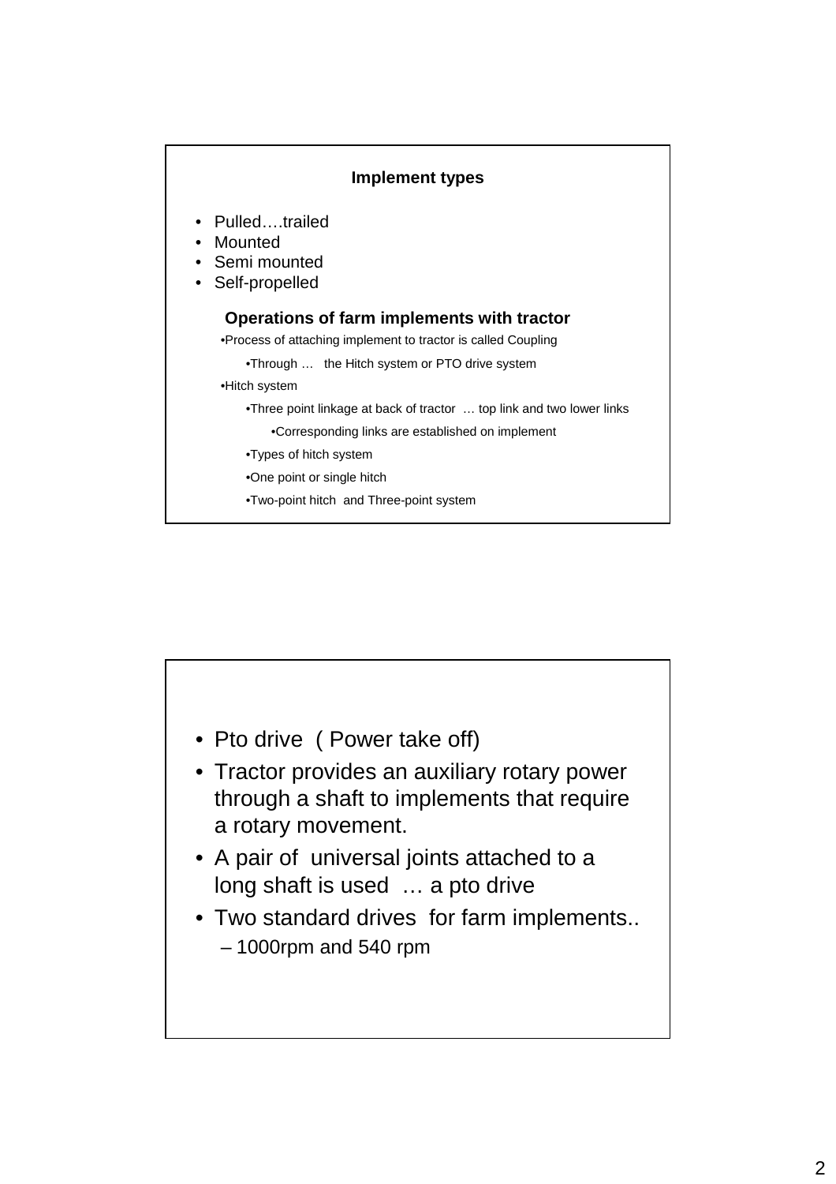### Implement types

- Pulled….trailed
- Mounted
- Semi mounted
- Self-propelled

#### Operations of farm implements with tractor

- Process of attaching implement to tractor is called Coupling
  - Through … the Hitch system or PTO drive system
- Hitch system
  - Three point linkage at back of tractor … top link and two lower links
    - Corresponding links are established on implement
  - Types of hitch system
  - One point or single hitch
  - Two-point hitch and Three-point system

---

- Pto drive ( Power take off)
- Tractor provides an auxiliary rotary power through a shaft to implements that require a rotary movement.
- A pair of universal joints attached to a long shaft is used … a pto drive
- Two standard drives for farm implements..
  - 1000rpm and 540 rpm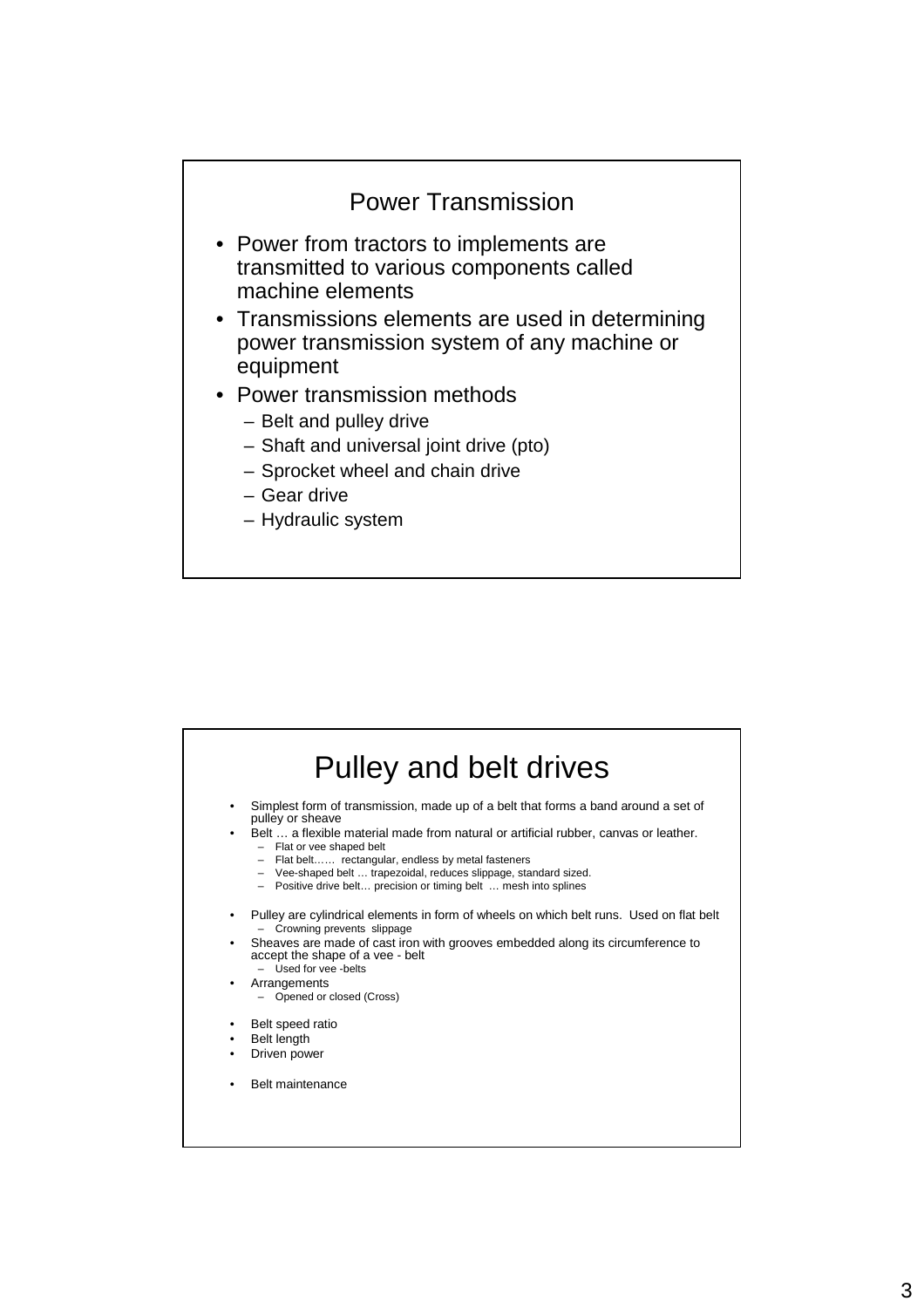## Power Transmission

- Power from tractors to implements are transmitted to various components called machine elements
- Transmissions elements are used in determining power transmission system of any machine or equipment
- Power transmission methods
  - Belt and pulley drive
  - Shaft and universal joint drive (pto)
  - Sprocket wheel and chain drive
  - Gear drive
  - Hydraulic system

## Pulley and belt drives

- Simplest form of transmission, made up of a belt that forms a band around a set of pulley or sheave
- Belt … a flexible material made from natural or artificial rubber, canvas or leather.
  - Flat or vee shaped belt
  - Flat belt…… rectangular, endless by metal fasteners
  - Vee-shaped belt … trapezoidal, reduces slippage, standard sized.
  - Positive drive belt… precision or timing belt … mesh into splines
- Pulley are cylindrical elements in form of wheels on which belt runs. Used on flat belt
  - Crowning prevents slippage
- Sheaves are made of cast iron with grooves embedded along its circumference to accept the shape of a vee - belt
  - Used for vee -belts
- Arrangements
  - Opened or closed (Cross)
- Belt speed ratio
- Belt length
- Driven power
- Belt maintenance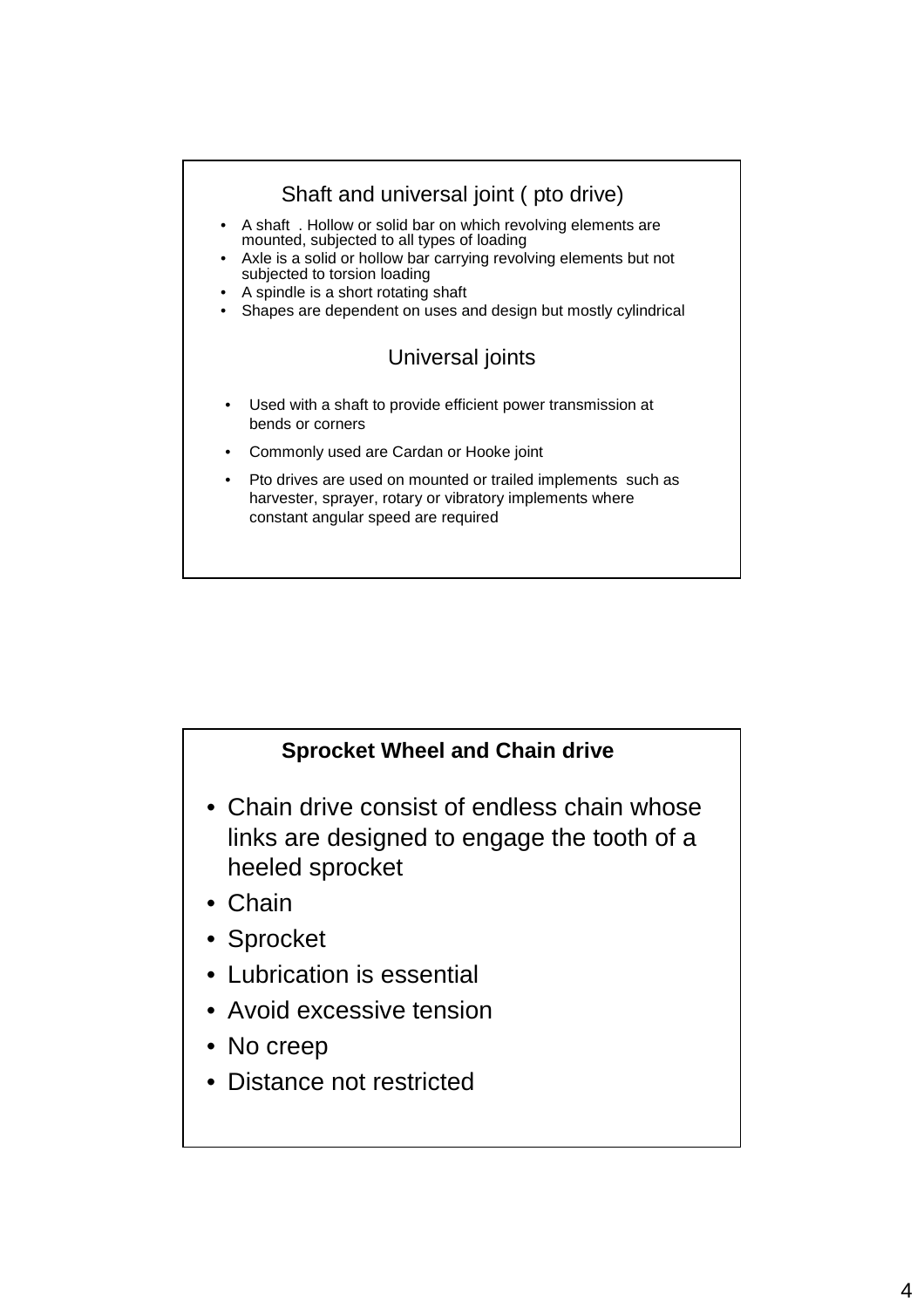## Shaft and universal joint ( pto drive)

- A shaft . Hollow or solid bar on which revolving elements are mounted, subjected to all types of loading
- Axle is a solid or hollow bar carrying revolving elements but not subjected to torsion loading
- A spindle is a short rotating shaft
- Shapes are dependent on uses and design but mostly cylindrical

### Universal joints

- Used with a shaft to provide efficient power transmission at bends or corners
- Commonly used are Cardan or Hooke joint
- Pto drives are used on mounted or trailed implements such as harvester, sprayer, rotary or vibratory implements where constant angular speed are required

## **Sprocket Wheel and Chain drive**

- Chain drive consist of endless chain whose links are designed to engage the tooth of a heeled sprocket
- Chain
- Sprocket
- Lubrication is essential
- Avoid excessive tension
- No creep
- Distance not restricted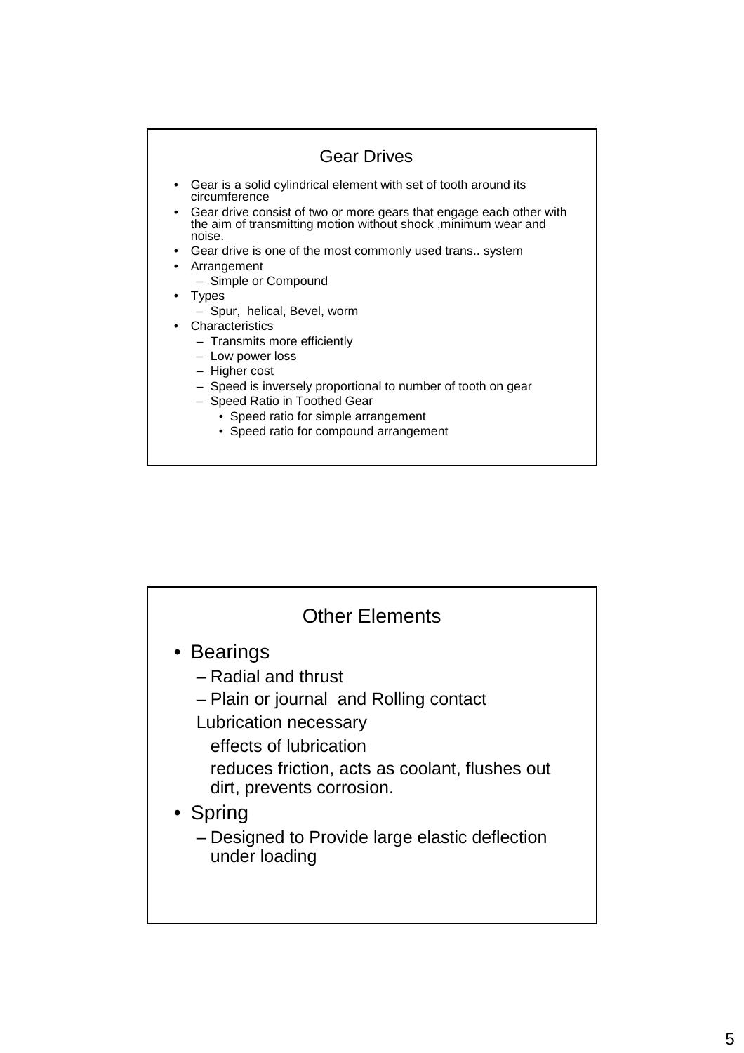## Gear Drives

- Gear is a solid cylindrical element with set of tooth around its circumference
- Gear drive consist of two or more gears that engage each other with the aim of transmitting motion without shock ,minimum wear and noise.
- Gear drive is one of the most commonly used trans.. system
- Arrangement
  - Simple or Compound
- Types
  - Spur, helical, Bevel, worm
- Characteristics
  - Transmits more efficiently
  - Low power loss
  - Higher cost
  - Speed is inversely proportional to number of tooth on gear
  - Speed Ratio in Toothed Gear
    - Speed ratio for simple arrangement
    - Speed ratio for compound arrangement

## Other Elements

- Bearings
  - Radial and thrust
  - Plain or journal and Rolling contact

  Lubrication necessary

  effects of lubrication

  reduces friction, acts as coolant, flushes out dirt, prevents corrosion.
- Spring
  - Designed to Provide large elastic deflection under loading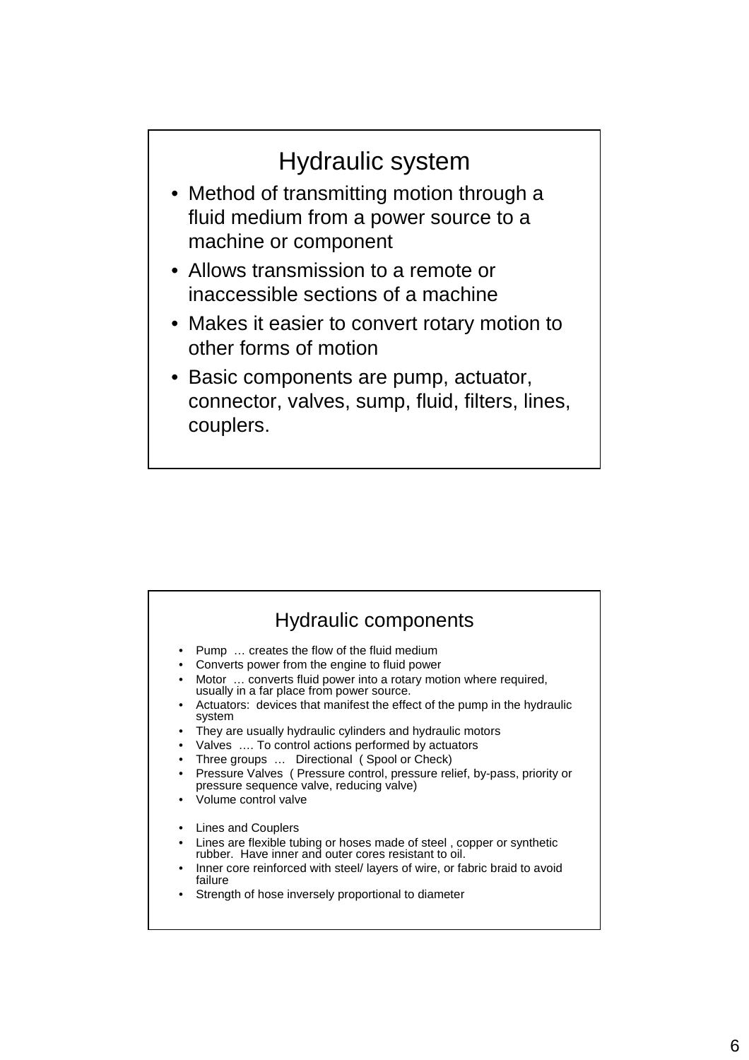## Hydraulic system

- Method of transmitting motion through a fluid medium from a power source to a machine or component
- Allows transmission to a remote or inaccessible sections of a machine
- Makes it easier to convert rotary motion to other forms of motion
- Basic components are pump, actuator, connector, valves, sump, fluid, filters, lines, couplers.

## Hydraulic components

- Pump … creates the flow of the fluid medium
- Converts power from the engine to fluid power
- Motor … converts fluid power into a rotary motion where required, usually in a far place from power source.
- Actuators: devices that manifest the effect of the pump in the hydraulic system
- They are usually hydraulic cylinders and hydraulic motors
- Valves …. To control actions performed by actuators
- Three groups … Directional ( Spool or Check)
- Pressure Valves ( Pressure control, pressure relief, by-pass, priority or pressure sequence valve, reducing valve)
- Volume control valve

- Lines and Couplers
- Lines are flexible tubing or hoses made of steel , copper or synthetic rubber. Have inner and outer cores resistant to oil.
- Inner core reinforced with steel/ layers of wire, or fabric braid to avoid failure
- Strength of hose inversely proportional to diameter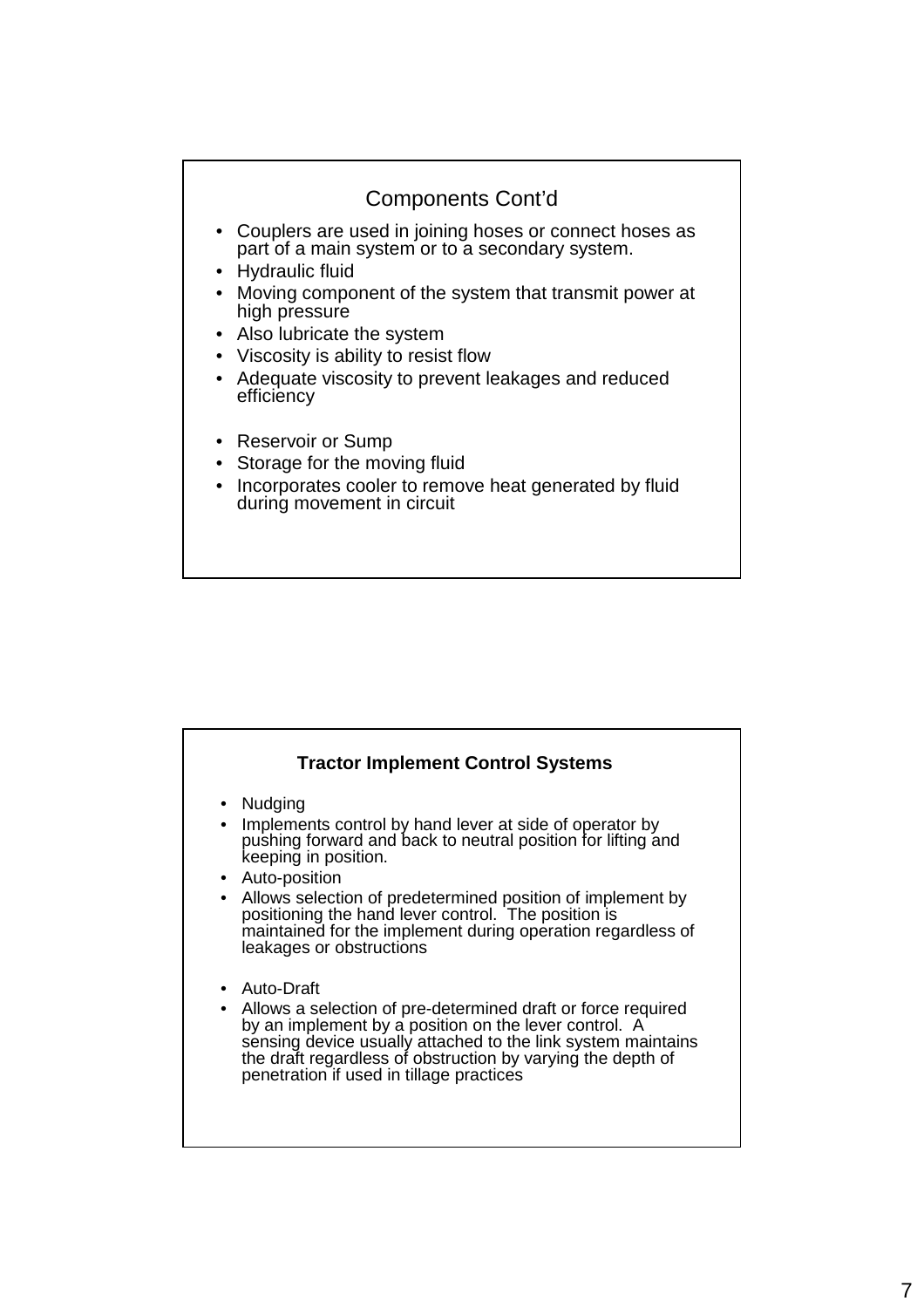## Components Cont'd

- Couplers are used in joining hoses or connect hoses as part of a main system or to a secondary system.
- Hydraulic fluid
- Moving component of the system that transmit power at high pressure
- Also lubricate the system
- Viscosity is ability to resist flow
- Adequate viscosity to prevent leakages and reduced efficiency

- Reservoir or Sump
- Storage for the moving fluid
- Incorporates cooler to remove heat generated by fluid during movement in circuit

## Tractor Implement Control Systems

- Nudging
- Implements control by hand lever at side of operator by pushing forward and back to neutral position for lifting and keeping in position.
- Auto-position
- Allows selection of predetermined position of implement by positioning the hand lever control. The position is maintained for the implement during operation regardless of leakages or obstructions

- Auto-Draft
- Allows a selection of pre-determined draft or force required by an implement by a position on the lever control. A sensing device usually attached to the link system maintains the draft regardless of obstruction by varying the depth of penetration if used in tillage practices